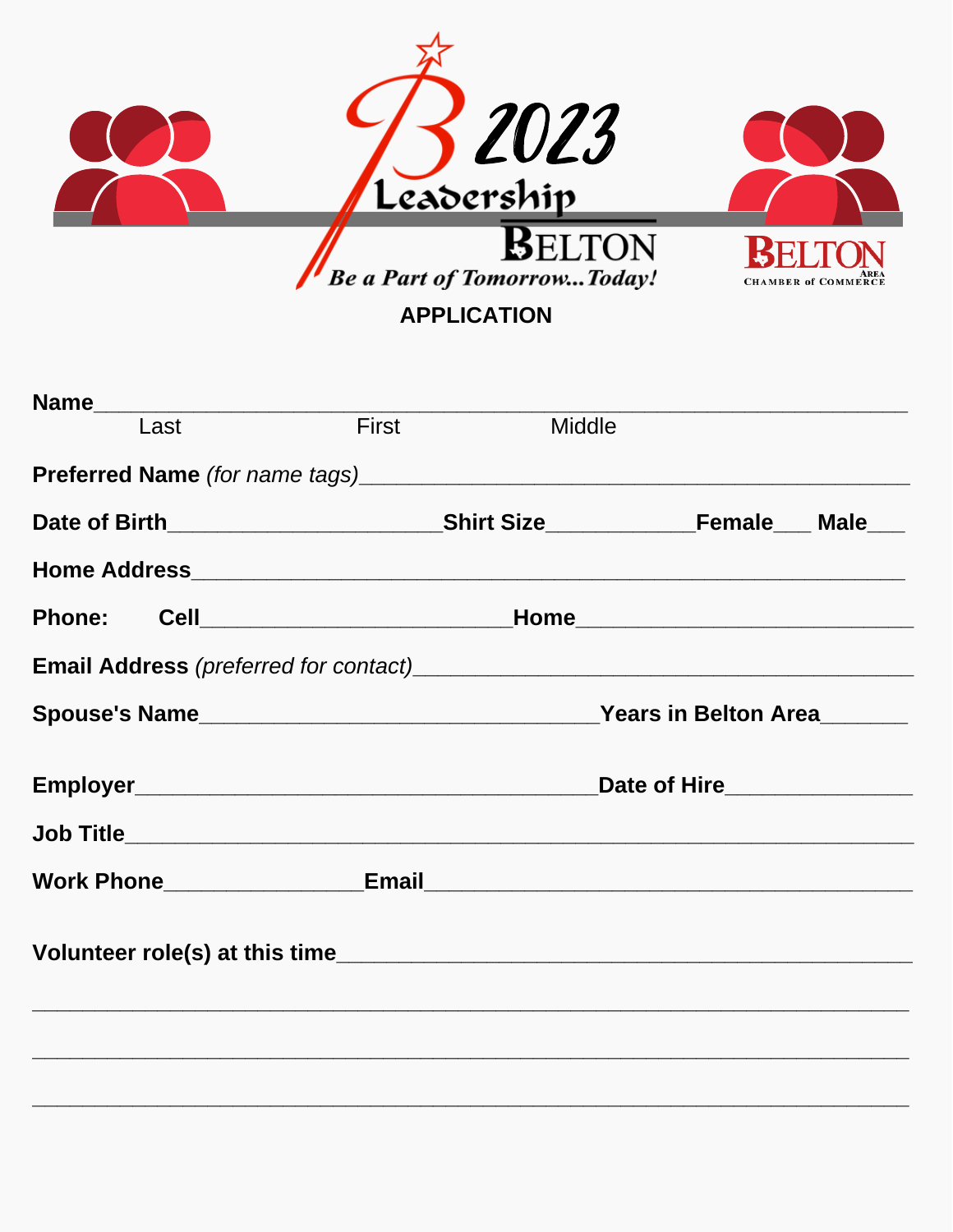# 2023 Leadership Belton

*Be a Part of Tomorrow...Today!*

Belton Area Chamber of Commerce

## APPLICATION

**Name**_______________________________________________________________
Last                    First                    Middle

**Preferred Name** *(for name tags)*_________________________________________

**Date of Birth**_____________________**Shirt Size**____________**Female**___ **Male**___

**Home Address**______________________________________________________

**Phone:**   **Cell**_________________________**Home**___________________________

**Email Address** *(preferred for contact)*_______________________________________

**Spouse's Name**________________________________**Years in Belton Area**_______

**Employer**_____________________________________**Date of Hire**_______________

**Job Title**______________________________________________________________

**Work Phone**________________**Email**_________________________________________

**Volunteer role(s) at this time**_____________________________________________

_________________________________________________________________________

_________________________________________________________________________

_________________________________________________________________________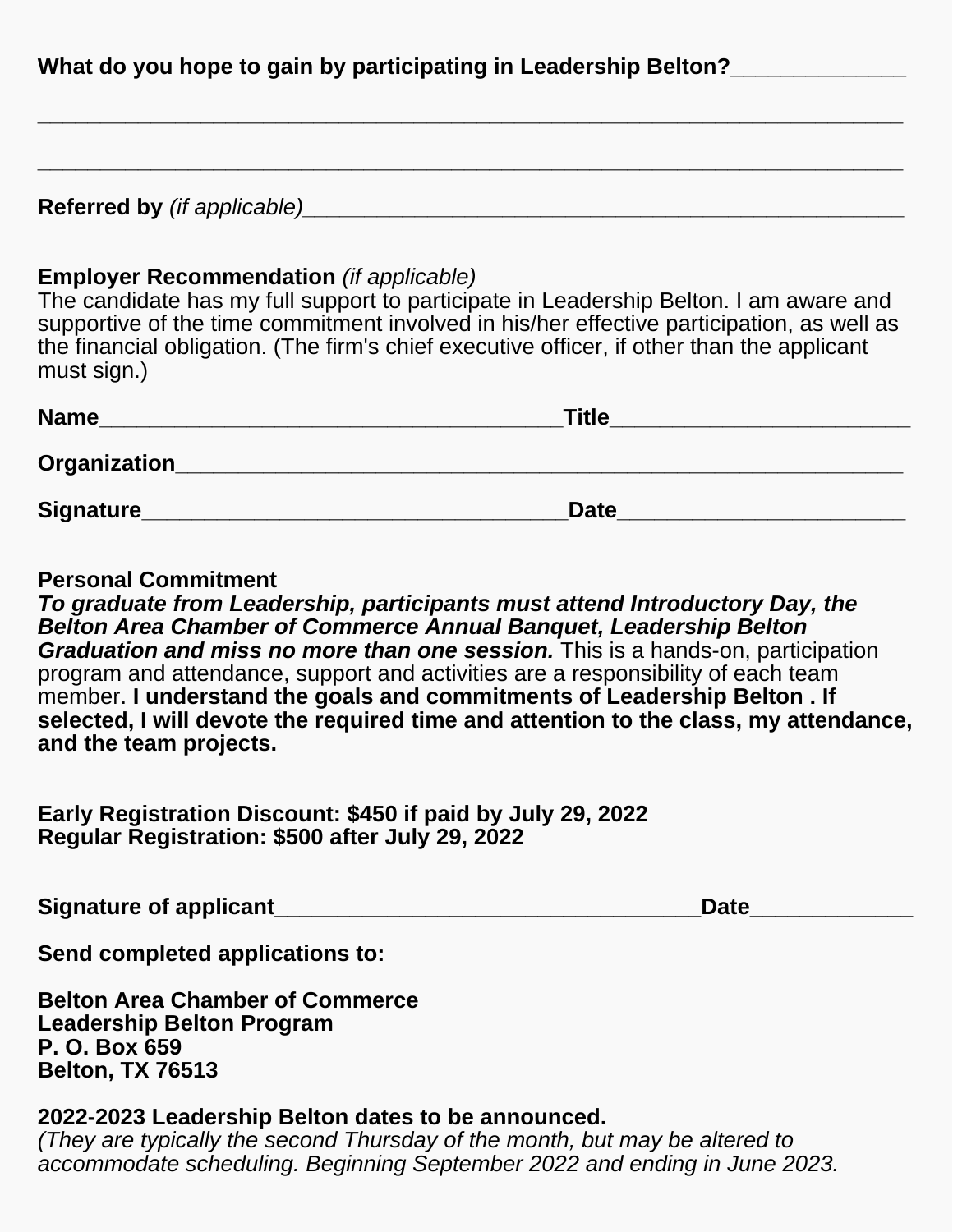**What do you hope to gain by participating in Leadership Belton?**______________

______________________________________________________________________

______________________________________________________________________

**Referred by** *(if applicable)*__________________________________________________

**Employer Recommendation** *(if applicable)*
The candidate has my full support to participate in Leadership Belton. I am aware and supportive of the time commitment involved in his/her effective participation, as well as the financial obligation. (The firm's chief executive officer, if other than the applicant must sign.)

**Name**______________________________________**Title**________________________

**Organization**__________________________________________________________________

**Signature**___________________________________**Date**_______________________

**Personal Commitment**
***To graduate from Leadership, participants must attend Introductory Day, the Belton Area Chamber of Commerce Annual Banquet, Leadership Belton Graduation and miss no more than one session.*** This is a hands-on, participation program and attendance, support and activities are a responsibility of each team member. **I understand the goals and commitments of Leadership Belton . If selected, I will devote the required time and attention to the class, my attendance, and the team projects.**

**Early Registration Discount: $450 if paid by July 29, 2022**
**Regular Registration: $500 after July 29, 2022**

**Signature of applicant**___________________________________**Date**_____________

**Send completed applications to:**

**Belton Area Chamber of Commerce**
**Leadership Belton Program**
**P. O. Box 659**
**Belton, TX 76513**

**2022-2023 Leadership Belton dates to be announced.**
*(They are typically the second Thursday of the month, but may be altered to accommodate scheduling. Beginning September 2022 and ending in June 2023.*